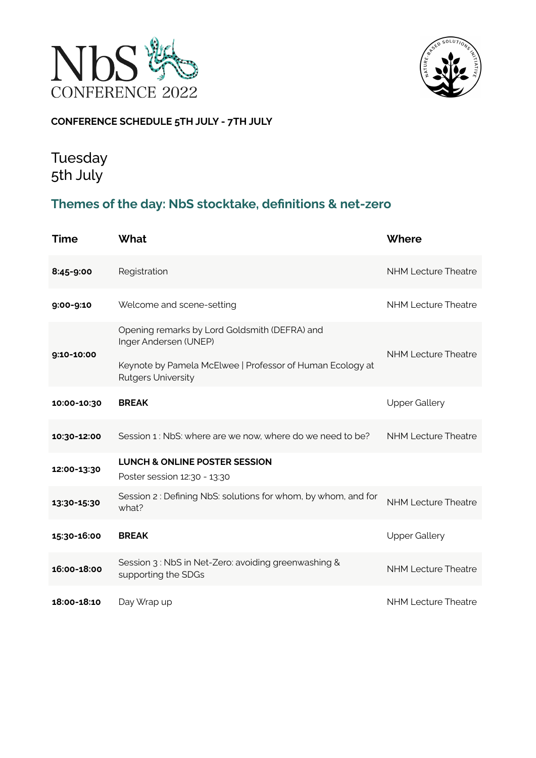# NbS CONFERENCE 2022

**CONFERENCE SCHEDULE 5TH JULY - 7TH JULY**

## Tuesday 5th July

### Themes of the day: NbS stocktake, definitions & net-zero

| Time | What | Where |
| --- | --- | --- |
| **8:45-9:00** | Registration | NHM Lecture Theatre |
| **9:00-9:10** | Welcome and scene-setting | NHM Lecture Theatre |
| **9:10-10:00** | Opening remarks by Lord Goldsmith (DEFRA) and Inger Andersen (UNEP)<br><br>Keynote by Pamela McElwee \| Professor of Human Ecology at Rutgers University | NHM Lecture Theatre |
| **10:00-10:30** | **BREAK** | Upper Gallery |
| **10:30-12:00** | Session 1 : NbS: where are we now, where do we need to be? | NHM Lecture Theatre |
| **12:00-13:30** | **LUNCH & ONLINE POSTER SESSION**<br>Poster session 12:30 - 13:30 | |
| **13:30-15:30** | Session 2 : Defining NbS: solutions for whom, by whom, and for what? | NHM Lecture Theatre |
| **15:30-16:00** | **BREAK** | Upper Gallery |
| **16:00-18:00** | Session 3 : NbS in Net-Zero: avoiding greenwashing & supporting the SDGs | NHM Lecture Theatre |
| **18:00-18:10** | Day Wrap up | NHM Lecture Theatre |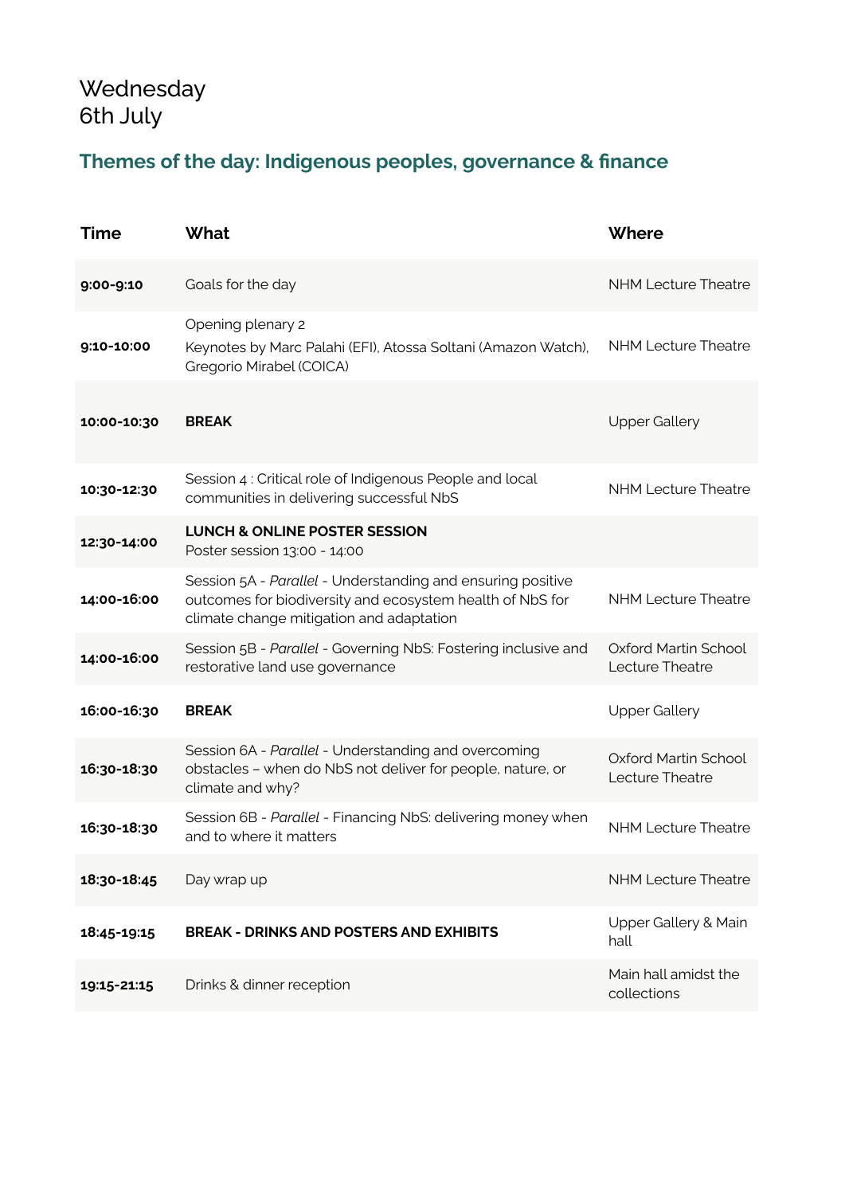# Wednesday
# 6th July

## Themes of the day: Indigenous peoples, governance & finance

| Time | What | Where |
|---|---|---|
| **9:00-9:10** | Goals for the day | NHM Lecture Theatre |
| **9:10-10:00** | Opening plenary 2<br>Keynotes by Marc Palahi (EFI), Atossa Soltani (Amazon Watch), Gregorio Mirabel (COICA) | NHM Lecture Theatre |
| **10:00-10:30** | **BREAK** | Upper Gallery |
| **10:30-12:30** | Session 4 : Critical role of Indigenous People and local communities in delivering successful NbS | NHM Lecture Theatre |
| **12:30-14:00** | **LUNCH & ONLINE POSTER SESSION**<br>Poster session 13:00 - 14:00 | |
| **14:00-16:00** | Session 5A - *Parallel* - Understanding and ensuring positive outcomes for biodiversity and ecosystem health of NbS for climate change mitigation and adaptation | NHM Lecture Theatre |
| **14:00-16:00** | Session 5B - *Parallel* - Governing NbS: Fostering inclusive and restorative land use governance | Oxford Martin School Lecture Theatre |
| **16:00-16:30** | **BREAK** | Upper Gallery |
| **16:30-18:30** | Session 6A - *Parallel* - Understanding and overcoming obstacles – when do NbS not deliver for people, nature, or climate and why? | Oxford Martin School Lecture Theatre |
| **16:30-18:30** | Session 6B - *Parallel* - Financing NbS: delivering money when and to where it matters | NHM Lecture Theatre |
| **18:30-18:45** | Day wrap up | NHM Lecture Theatre |
| **18:45-19:15** | **BREAK - DRINKS AND POSTERS AND EXHIBITS** | Upper Gallery & Main hall |
| **19:15-21:15** | Drinks & dinner reception | Main hall amidst the collections |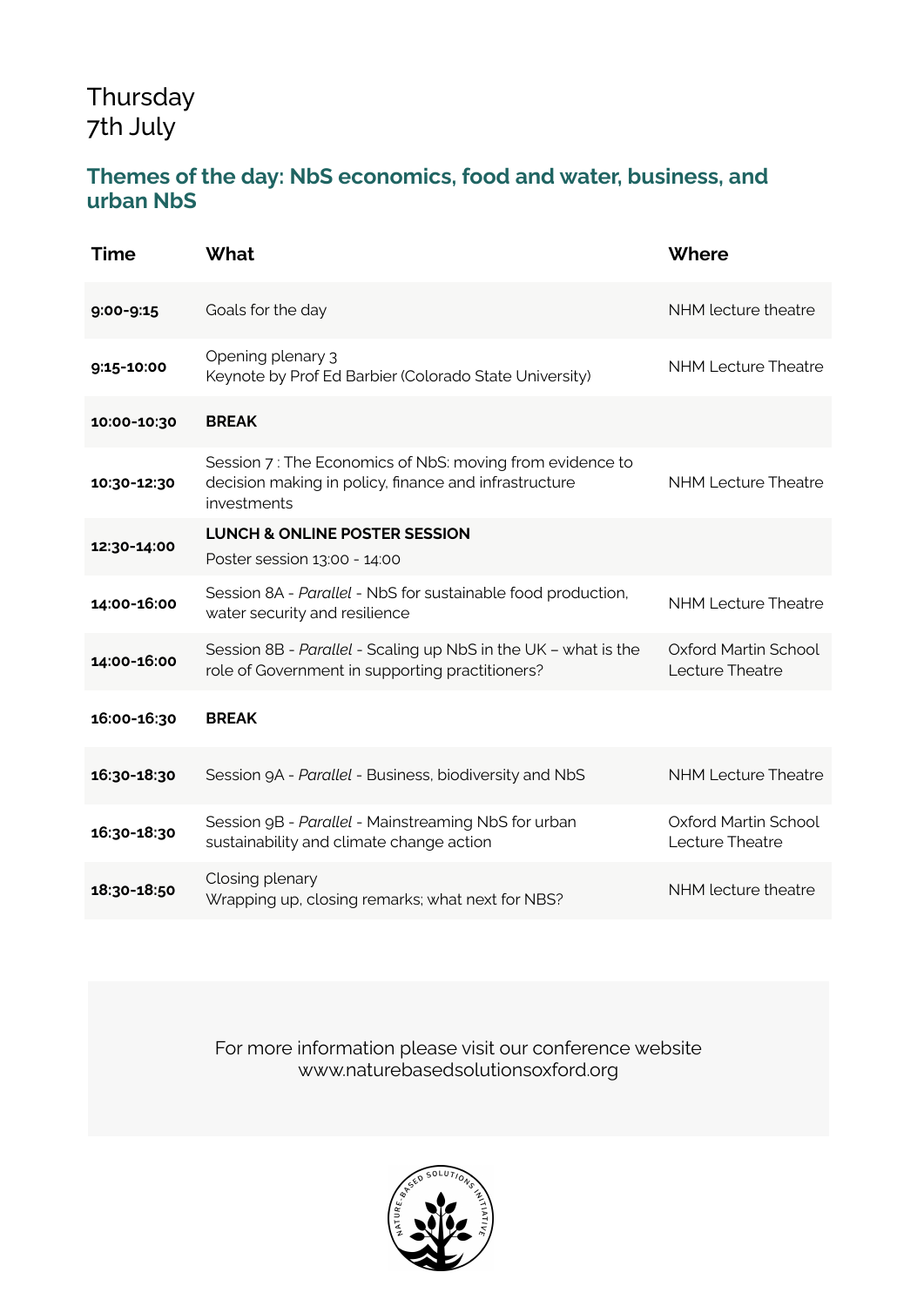# Thursday 7th July

## Themes of the day: NbS economics, food and water, business, and urban NbS

| Time | What | Where |
|---|---|---|
| **9:00-9:15** | Goals for the day | NHM lecture theatre |
| **9:15-10:00** | Opening plenary 3<br>Keynote by Prof Ed Barbier (Colorado State University) | NHM Lecture Theatre |
| **10:00-10:30** | **BREAK** | |
| **10:30-12:30** | Session 7 : The Economics of NbS: moving from evidence to decision making in policy, finance and infrastructure investments | NHM Lecture Theatre |
| **12:30-14:00** | **LUNCH & ONLINE POSTER SESSION**<br>Poster session 13:00 - 14:00 | |
| **14:00-16:00** | Session 8A - *Parallel* - NbS for sustainable food production, water security and resilience | NHM Lecture Theatre |
| **14:00-16:00** | Session 8B - *Parallel* - Scaling up NbS in the UK – what is the role of Government in supporting practitioners? | Oxford Martin School Lecture Theatre |
| **16:00-16:30** | **BREAK** | |
| **16:30-18:30** | Session 9A - *Parallel* - Business, biodiversity and NbS | NHM Lecture Theatre |
| **16:30-18:30** | Session 9B - *Parallel* - Mainstreaming NbS for urban sustainability and climate change action | Oxford Martin School Lecture Theatre |
| **18:30-18:50** | Closing plenary<br>Wrapping up, closing remarks; what next for NBS? | NHM lecture theatre |

For more information please visit our conference website
www.naturebasedsolutionsoxford.org

NATURE-BASED SOLUTIONS INITIATIVE